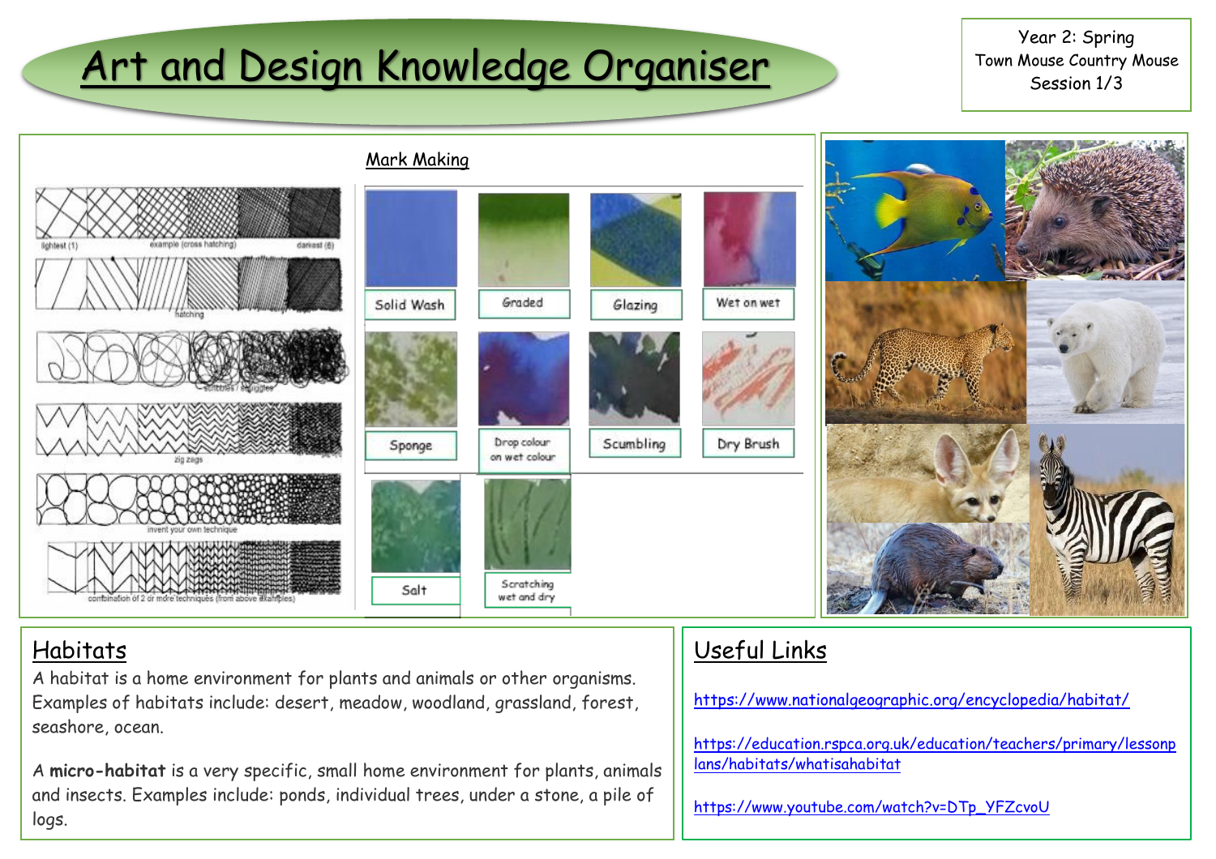# Art and Design Knowledge Organiser

Year 2: Spring
Town Mouse Country Mouse
Session 1/3

## Mark Making

lightest (1) — example (cross hatching) — darkest (6)

hatching

scribbles / squiggles

zig zags

invent your own technique

combination of 2 or more techniques (from above examples)

Solid Wash

Graded

Glazing

Wet on wet

Sponge

Drop colour on wet colour

Scumbling

Dry Brush

Salt

Scratching wet and dry

## Habitats

A habitat is a home environment for plants and animals or other organisms. Examples of habitats include: desert, meadow, woodland, grassland, forest, seashore, ocean.

A **micro-habitat** is a very specific, small home environment for plants, animals and insects. Examples include: ponds, individual trees, under a stone, a pile of logs.

## Useful Links

https://www.nationalgeographic.org/encyclopedia/habitat/

https://education.rspca.org.uk/education/teachers/primary/lessonplans/habitats/whatisahabitat

https://www.youtube.com/watch?v=DTp_YFZcvoU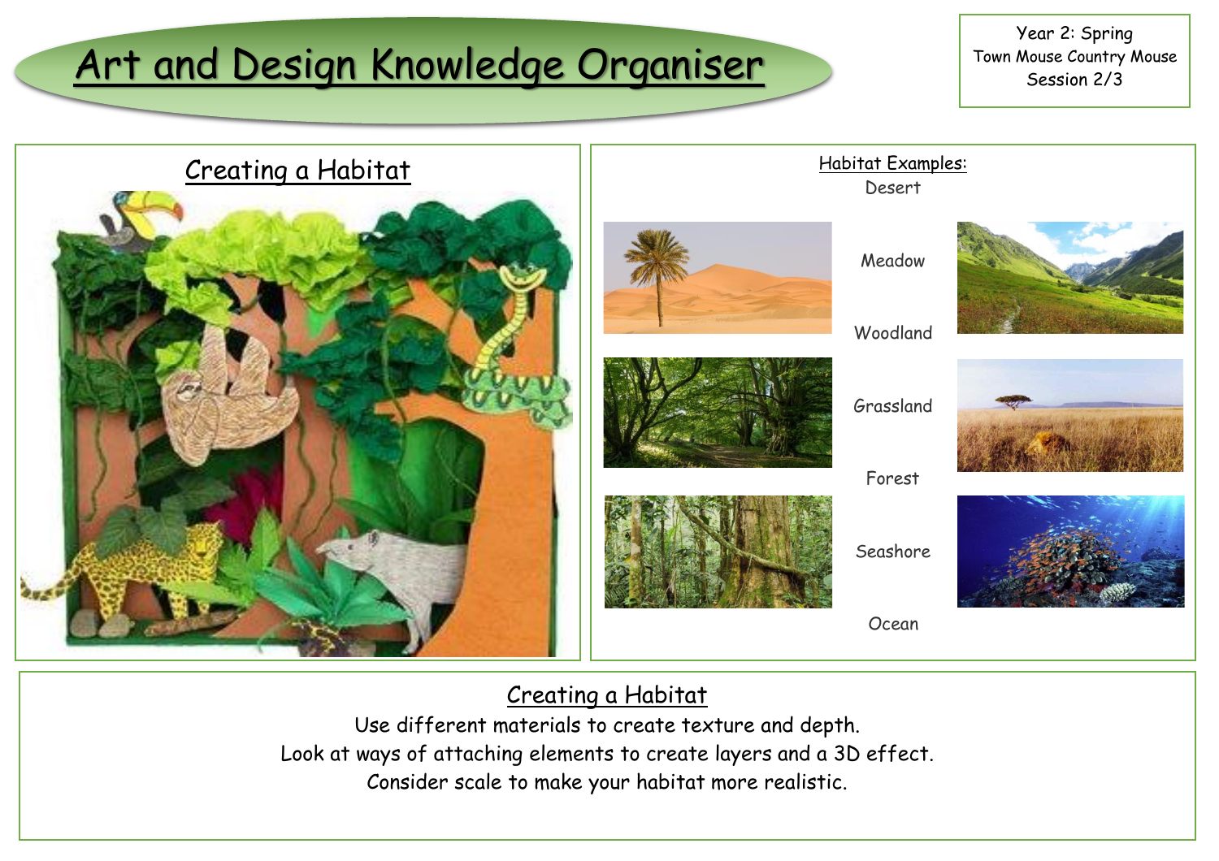# Art and Design Knowledge Organiser

Year 2: Spring
Town Mouse Country Mouse
Session 2/3

## Creating a Habitat

### Habitat Examples:

Desert

Meadow

Woodland

Grassland

Forest

Seashore

Ocean

## Creating a Habitat

Use different materials to create texture and depth.
Look at ways of attaching elements to create layers and a 3D effect.
Consider scale to make your habitat more realistic.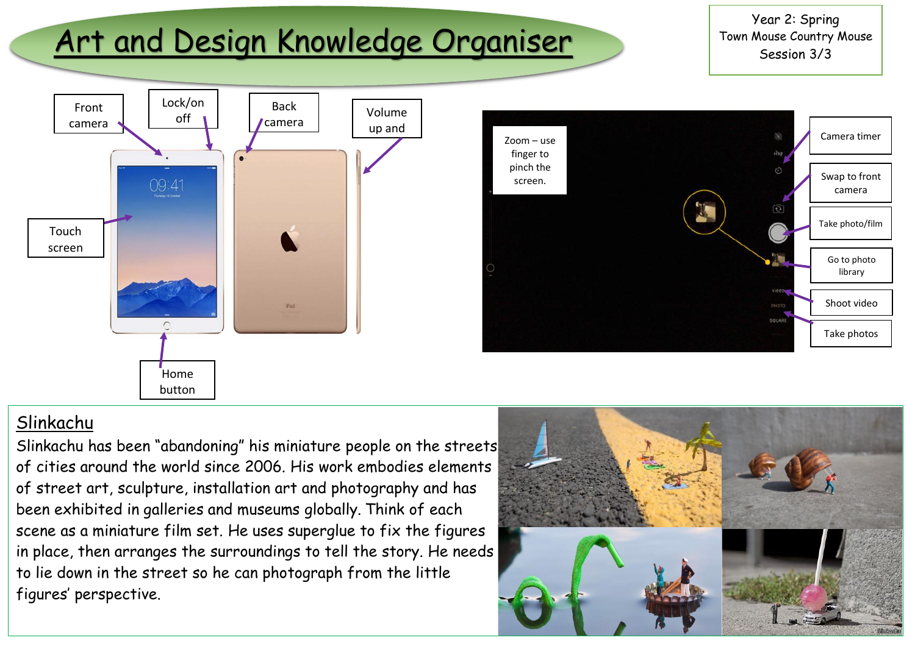# Art and Design Knowledge Organiser

Year 2: Spring
Town Mouse Country Mouse
Session 3/3

Front camera

Lock/on off

Back camera

Volume up and

Touch screen

Home button

Zoom – use finger to pinch the screen.

Camera timer

Swap to front camera

Take photo/film

Go to photo library

Shoot video

Take photos

## Slinkachu

Slinkachu has been "abandoning" his miniature people on the streets of cities around the world since 2006. His work embodies elements of street art, sculpture, installation art and photography and has been exhibited in galleries and museums globally. Think of each scene as a miniature film set. He uses superglue to fix the figures in place, then arranges the surroundings to tell the story. He needs to lie down in the street so he can photograph from the little figures' perspective.